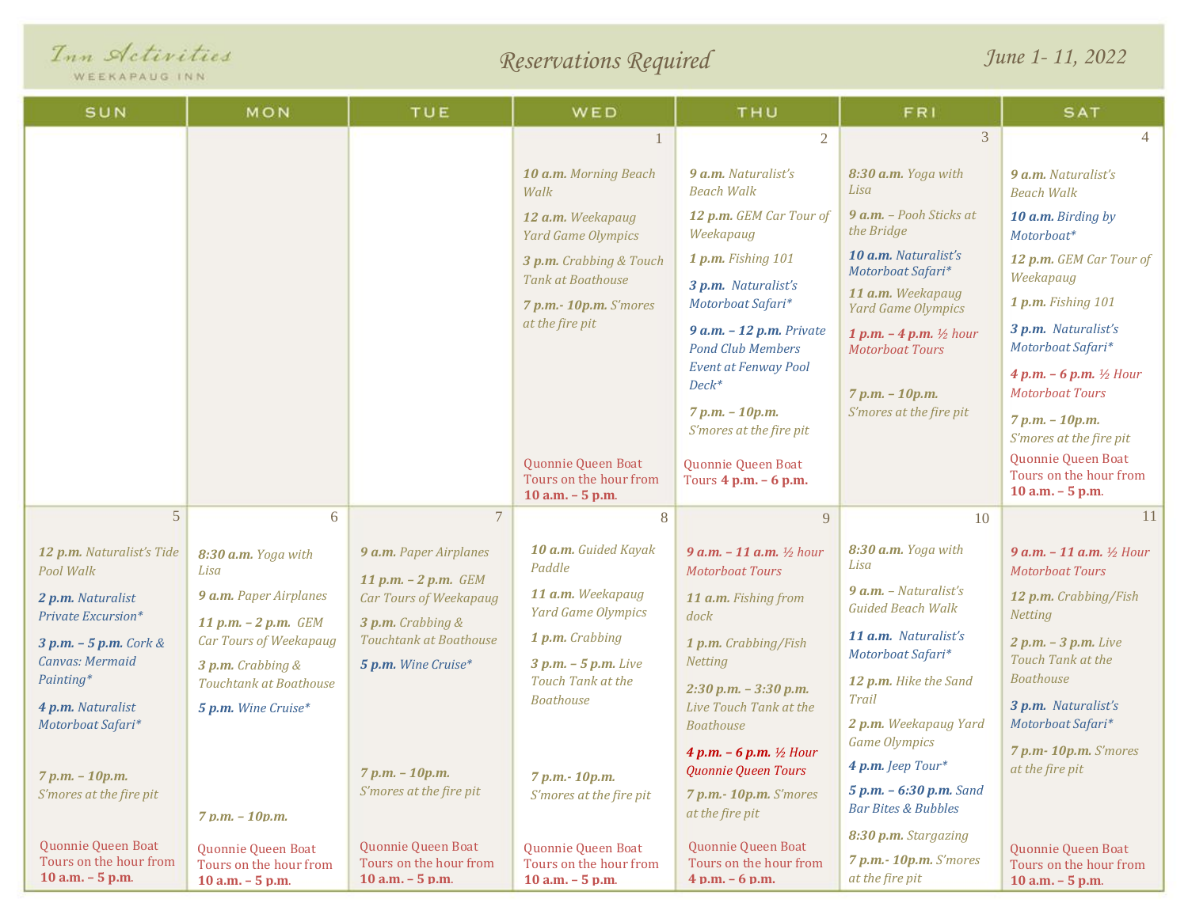# Inn Activities

WEEKAPAUG INN

## Reservations Required

June 1- 11, 2022

| SUN | MON | TUE | WED | THU | FRI | SAT |
|---|---|---|---|---|---|---|
| | | | **1**<br>**10 a.m.** Morning Beach Walk<br>**12 a.m.** Weekapaug Yard Game Olympics<br>**3 p.m.** Crabbing & Touch Tank at Boathouse<br>**7 p.m.- 10p.m.** S'mores at the fire pit<br>Quonnie Queen Boat Tours on the hour from **10 a.m. – 5 p.m**. | **2**<br>**9 a.m.** Naturalist's Beach Walk<br>**12 p.m.** GEM Car Tour of Weekapaug<br>**1 p.m.** Fishing 101<br>**3 p.m.** Naturalist's Motorboat Safari*<br>**9 a.m. – 12 p.m.** Private Pond Club Members Event at Fenway Pool Deck*<br>**7 p.m. – 10p.m.** S'mores at the fire pit<br>Quonnie Queen Boat Tours **4 p.m. – 6 p.m.** | **3**<br>**8:30 a.m.** Yoga with Lisa<br>**9 a.m.** – Pooh Sticks at the Bridge<br>**10 a.m.** Naturalist's Motorboat Safari*<br>**11 a.m.** Weekapaug Yard Game Olympics<br>**1 p.m. – 4 p.m.** ½ hour Motorboat Tours<br>**7 p.m. – 10p.m.** S'mores at the fire pit | **4**<br>**9 a.m.** Naturalist's Beach Walk<br>**10 a.m.** Birding by Motorboat*<br>**12 p.m.** GEM Car Tour of Weekapaug<br>**1 p.m.** Fishing 101<br>**3 p.m.** Naturalist's Motorboat Safari*<br>**4 p.m. – 6 p.m.** ½ Hour Motorboat Tours<br>**7 p.m. – 10p.m.** S'mores at the fire pit<br>Quonnie Queen Boat Tours on the hour from **10 a.m. – 5 p.m**. |
| **5**<br>**12 p.m.** Naturalist's Tide Pool Walk<br>**2 p.m.** Naturalist Private Excursion*<br>**3 p.m. – 5 p.m.** Cork & Canvas: Mermaid Painting*<br>**4 p.m.** Naturalist Motorboat Safari*<br>**7 p.m. – 10p.m.** S'mores at the fire pit<br>Quonnie Queen Boat Tours on the hour from **10 a.m. – 5 p.m**. | **6**<br>**8:30 a.m.** Yoga with Lisa<br>**9 a.m.** Paper Airplanes<br>**11 p.m. – 2 p.m.** GEM Car Tours of Weekapaug<br>**3 p.m.** Crabbing & Touchtank at Boathouse<br>**5 p.m.** Wine Cruise*<br>**7 p.m. – 10p.m.**<br>Quonnie Queen Boat Tours on the hour from **10 a.m. – 5 p.m**. | **7**<br>**9 a.m.** Paper Airplanes<br>**11 p.m. – 2 p.m.** GEM Car Tours of Weekapaug<br>**3 p.m.** Crabbing & Touchtank at Boathouse<br>**5 p.m.** Wine Cruise*<br>**7 p.m. – 10p.m.** S'mores at the fire pit<br>Quonnie Queen Boat Tours on the hour from **10 a.m. – 5 p.m**. | **8**<br>**10 a.m.** Guided Kayak Paddle<br>**11 a.m.** Weekapaug Yard Game Olympics<br>**1 p.m.** Crabbing<br>**3 p.m. – 5 p.m.** Live Touch Tank at the Boathouse<br>**7 p.m.- 10p.m.** S'mores at the fire pit<br>Quonnie Queen Boat Tours on the hour from **10 a.m. – 5 p.m**. | **9**<br>**9 a.m. – 11 a.m.** ½ hour Motorboat Tours<br>**11 a.m.** Fishing from dock<br>**1 p.m.** Crabbing/Fish Netting<br>**2:30 p.m. – 3:30 p.m.** Live Touch Tank at the Boathouse<br>**4 p.m. – 6 p.m.** ½ Hour Quonnie Queen Tours<br>**7 p.m.- 10p.m.** S'mores at the fire pit<br>Quonnie Queen Boat Tours on the hour from **4 p.m. – 6 p.m.** | **10**<br>**8:30 a.m.** Yoga with Lisa<br>**9 a.m.** – Naturalist's Guided Beach Walk<br>**11 a.m.** Naturalist's Motorboat Safari*<br>**12 p.m.** Hike the Sand Trail<br>**2 p.m.** Weekapaug Yard Game Olympics<br>**4 p.m.** Jeep Tour*<br>**5 p.m. – 6:30 p.m.** Sand Bar Bites & Bubbles<br>**8:30 p.m.** Stargazing<br>**7 p.m.- 10p.m.** S'mores at the fire pit | **11**<br>**9 a.m. – 11 a.m.** ½ Hour Motorboat Tours<br>**12 p.m.** Crabbing/Fish Netting<br>**2 p.m. – 3 p.m.** Live Touch Tank at the Boathouse<br>**3 p.m.** Naturalist's Motorboat Safari*<br>**7 p.m- 10p.m.** S'mores at the fire pit<br>Quonnie Queen Boat Tours on the hour from **10 a.m. – 5 p.m**. |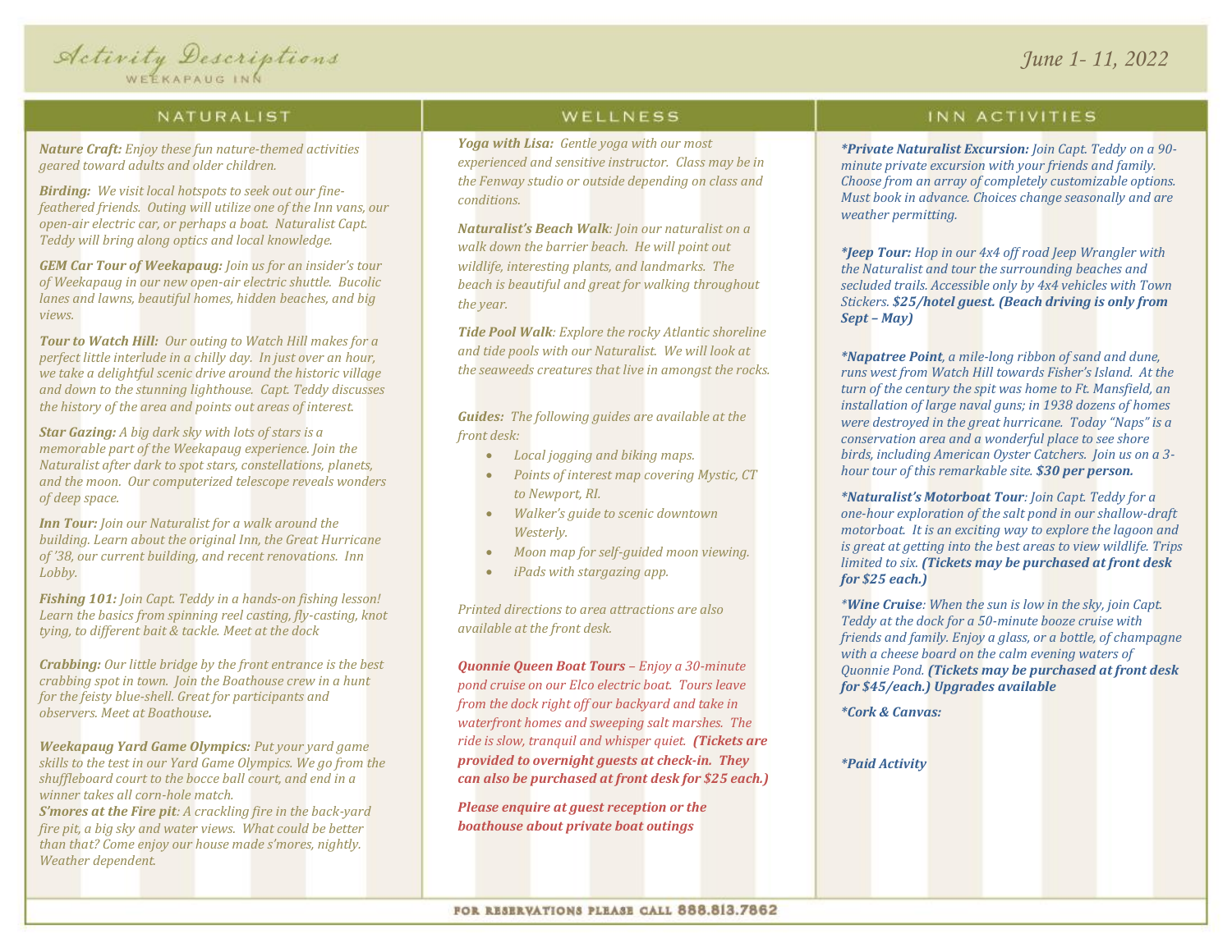# Activity Descriptions

WEEKAPAUG INN

*June 1- 11, 2022*

## NATURALIST

***Nature Craft:*** *Enjoy these fun nature-themed activities geared toward adults and older children.*

***Birding:*** *We visit local hotspots to seek out our fine-feathered friends. Outing will utilize one of the Inn vans, our open-air electric car, or perhaps a boat. Naturalist Capt. Teddy will bring along optics and local knowledge.*

***GEM Car Tour of Weekapaug:*** *Join us for an insider's tour of Weekapaug in our new open-air electric shuttle. Bucolic lanes and lawns, beautiful homes, hidden beaches, and big views.*

***Tour to Watch Hill:*** *Our outing to Watch Hill makes for a perfect little interlude in a chilly day. In just over an hour, we take a delightful scenic drive around the historic village and down to the stunning lighthouse. Capt. Teddy discusses the history of the area and points out areas of interest.*

***Star Gazing:*** *A big dark sky with lots of stars is a memorable part of the Weekapaug experience. Join the Naturalist after dark to spot stars, constellations, planets, and the moon. Our computerized telescope reveals wonders of deep space.*

***Inn Tour:*** *Join our Naturalist for a walk around the building. Learn about the original Inn, the Great Hurricane of '38, our current building, and recent renovations. Inn Lobby.*

***Fishing 101:*** *Join Capt. Teddy in a hands-on fishing lesson! Learn the basics from spinning reel casting, fly-casting, knot tying, to different bait & tackle. Meet at the dock*

***Crabbing:*** *Our little bridge by the front entrance is the best crabbing spot in town. Join the Boathouse crew in a hunt for the feisty blue-shell. Great for participants and observers. Meet at Boathouse.*

***Weekapaug Yard Game Olympics:*** *Put your yard game skills to the test in our Yard Game Olympics. We go from the shuffleboard court to the bocce ball court, and end in a winner takes all corn-hole match.*

***S'mores at the Fire pit****: A crackling fire in the back-yard fire pit, a big sky and water views. What could be better than that? Come enjoy our house made s'mores, nightly. Weather dependent.*

## WELLNESS

***Yoga with Lisa:*** *Gentle yoga with our most experienced and sensitive instructor. Class may be in the Fenway studio or outside depending on class and conditions.*

***Naturalist's Beach Walk****: Join our naturalist on a walk down the barrier beach. He will point out wildlife, interesting plants, and landmarks. The beach is beautiful and great for walking throughout the year.*

***Tide Pool Walk****: Explore the rocky Atlantic shoreline and tide pools with our Naturalist. We will look at the seaweeds creatures that live in amongst the rocks.*

*Guides: The following guides are available at the front desk:*

- *Local jogging and biking maps.*
- *Points of interest map covering Mystic, CT to Newport, RI.*
- *Walker's guide to scenic downtown Westerly.*
- *Moon map for self-guided moon viewing.*
- *iPads with stargazing app.*

*Printed directions to area attractions are also available at the front desk.*

***Quonnie Queen Boat Tours*** *– Enjoy a 30-minute pond cruise on our Elco electric boat. Tours leave from the dock right off our backyard and take in waterfront homes and sweeping salt marshes. The ride is slow, tranquil and whisper quiet.* ***(Tickets are provided to overnight guests at check-in. They can also be purchased at front desk for $25 each.)***

***Please enquire at guest reception or the boathouse about private boat outings***

## INN ACTIVITIES

***\*Private Naturalist Excursion:*** *Join Capt. Teddy on a 90-minute private excursion with your friends and family. Choose from an array of completely customizable options. Must book in advance. Choices change seasonally and are weather permitting.*

***\*Jeep Tour:*** *Hop in our 4x4 off road Jeep Wrangler with the Naturalist and tour the surrounding beaches and secluded trails. Accessible only by 4x4 vehicles with Town Stickers.* ***$25/hotel guest. (Beach driving is only from Sept – May)***

***\*Napatree Point****, a mile-long ribbon of sand and dune, runs west from Watch Hill towards Fisher's Island. At the turn of the century the spit was home to Ft. Mansfield, an installation of large naval guns; in 1938 dozens of homes were destroyed in the great hurricane. Today "Naps" is a conservation area and a wonderful place to see shore birds, including American Oyster Catchers. Join us on a 3-hour tour of this remarkable site.* ***$30 per person.***

***\*Naturalist's Motorboat Tour****: Join Capt. Teddy for a one-hour exploration of the salt pond in our shallow-draft motorboat. It is an exciting way to explore the lagoon and is great at getting into the best areas to view wildlife. Trips limited to six.* ***(Tickets may be purchased at front desk for $25 each.)***

***\*Wine Cruise****: When the sun is low in the sky, join Capt. Teddy at the dock for a 50-minute booze cruise with friends and family. Enjoy a glass, or a bottle, of champagne with a cheese board on the calm evening waters of Quonnie Pond.* ***(Tickets may be purchased at front desk for $45/each.) Upgrades available***

***\*Cork & Canvas:***

***\*Paid Activity***

FOR RESERVATIONS PLEASE CALL 888.813.7862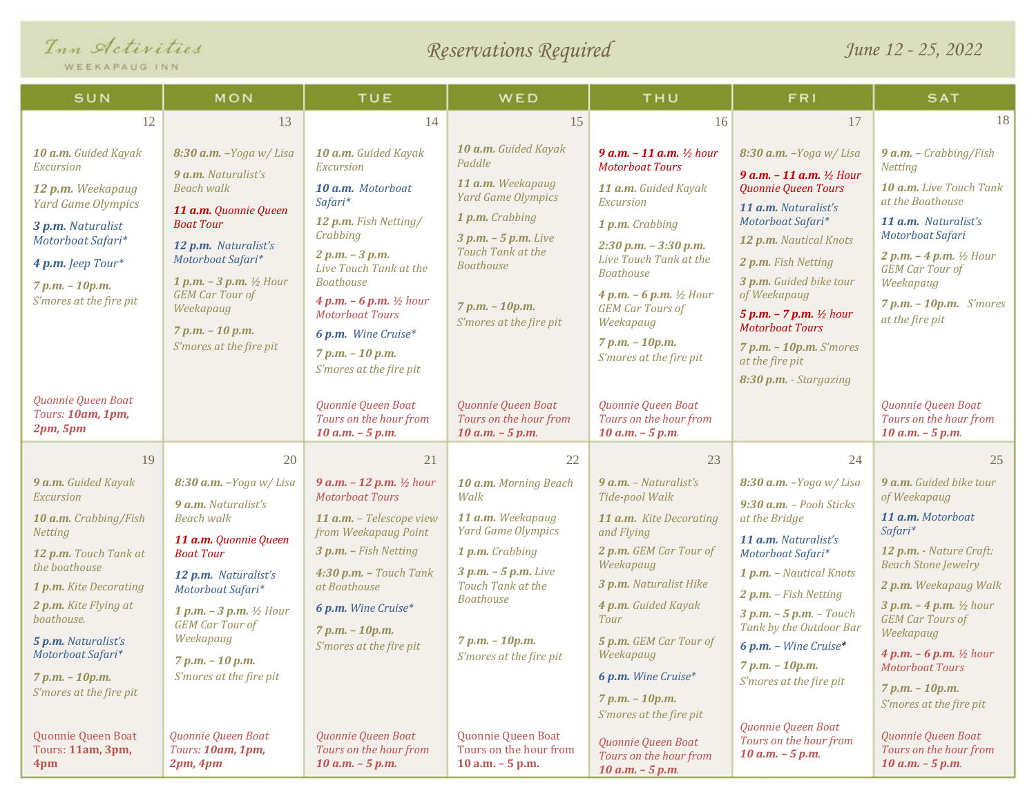# Inn Activities

WEEKAPAUG INN

## Reservations Required

June 12 - 25, 2022

| SUN | MON | TUE | WED | THU | FRI | SAT |
|---|---|---|---|---|---|---|
| **12**<br>**10 a.m.** Guided Kayak Excursion<br>**12 p.m.** Weekapaug Yard Game Olympics<br>**3 p.m.** Naturalist Motorboat Safari*<br>**4 p.m.** Jeep Tour*<br>**7 p.m. – 10p.m.** S'mores at the fire pit<br>Quonnie Queen Boat Tours: **10am, 1pm, 2pm, 5pm** | **13**<br>**8:30 a.m.** –Yoga w/ Lisa<br>**9 a.m.** Naturalist's Beach walk<br>**11 a.m.** Quonnie Queen Boat Tour<br>**12 p.m.** Naturalist's Motorboat Safari*<br>**1 p.m. – 3 p.m.** ½ Hour GEM Car Tour of Weekapaug<br>**7 p.m. – 10 p.m.** S'mores at the fire pit | **14**<br>**10 a.m.** Guided Kayak Excursion<br>**10 a.m.** Motorboat Safari*<br>**12 p.m.** Fish Netting/ Crabbing<br>**2 p.m. – 3 p.m.** Live Touch Tank at the Boathouse<br>**4 p.m. – 6 p.m.** ½ hour Motorboat Tours<br>**6 p.m.** Wine Cruise*<br>**7 p.m. – 10 p.m.** S'mores at the fire pit<br>Quonnie Queen Boat Tours on the hour from **10 a.m. – 5 p.m.** | **15**<br>**10 a.m.** Guided Kayak Paddle<br>**11 a.m.** Weekapaug Yard Game Olympics<br>**1 p.m.** Crabbing<br>**3 p.m. – 5 p.m.** Live Touch Tank at the Boathouse<br>**7 p.m. – 10p.m.** S'mores at the fire pit<br>Quonnie Queen Boat Tours on the hour from **10 a.m. – 5 p.m.** | **16**<br>**9 a.m. – 11 a.m.** ½ hour Motorboat Tours<br>**11 a.m.** Guided Kayak Excursion<br>**1 p.m.** Crabbing<br>**2:30 p.m. – 3:30 p.m.** Live Touch Tank at the Boathouse<br>**4 p.m. – 6 p.m.** ½ Hour GEM Car Tours of Weekapaug<br>**7 p.m. – 10p.m.** S'mores at the fire pit<br>Quonnie Queen Boat Tours on the hour from **10 a.m. – 5 p.m.** | **17**<br>**8:30 a.m.** –Yoga w/ Lisa<br>**9 a.m. – 11 a.m.** ½ Hour Quonnie Queen Tours<br>**11 a.m.** Naturalist's Motorboat Safari*<br>**12 p.m.** Nautical Knots<br>**2 p.m.** Fish Netting<br>**3 p.m.** Guided bike tour of Weekapaug<br>**5 p.m. – 7 p.m.** ½ hour Motorboat Tours<br>**7 p.m. – 10p.m.** S'mores at the fire pit<br>**8:30 p.m.** - Stargazing | **18**<br>**9 a.m.** – Crabbing/Fish Netting<br>**10 a.m.** Live Touch Tank at the Boathouse<br>**11 a.m.** Naturalist's Motorboat Safari<br>**2 p.m. – 4 p.m.** ½ Hour GEM Car Tour of Weekapaug<br>**7 p.m. – 10p.m.** S'mores at the fire pit<br>Quonnie Queen Boat Tours on the hour from **10 a.m. – 5 p.m.** |
| **19**<br>**9 a.m.** Guided Kayak Excursion<br>**10 a.m.** Crabbing/Fish Netting<br>**12 p.m.** Touch Tank at the boathouse<br>**1 p.m.** Kite Decorating<br>**2 p.m.** Kite Flying at boathouse.<br>**5 p.m.** Naturalist's Motorboat Safari*<br>**7 p.m. – 10p.m.** S'mores at the fire pit<br>Quonnie Queen Boat Tours: **11am, 3pm, 4pm** | **20**<br>**8:30 a.m.** –Yoga w/ Lisa<br>**9 a.m.** Naturalist's Beach walk<br>**11 a.m.** Quonnie Queen Boat Tour<br>**12 p.m.** Naturalist's Motorboat Safari*<br>**1 p.m. – 3 p.m.** ½ Hour GEM Car Tour of Weekapaug<br>**7 p.m. – 10 p.m.** S'mores at the fire pit<br>Quonnie Queen Boat Tours: **10am, 1pm, 2pm, 4pm** | **21**<br>**9 a.m. – 12 p.m.** ½ hour Motorboat Tours<br>**11 a.m.** – Telescope view from Weekapaug Point<br>**3 p.m.** – Fish Netting<br>**4:30 p.m.** – Touch Tank at Boathouse<br>**6 p.m.** Wine Cruise*<br>**7 p.m. – 10p.m.** S'mores at the fire pit<br>Quonnie Queen Boat Tours on the hour from **10 a.m. – 5 p.m.** | **22**<br>**10 a.m.** Morning Beach Walk<br>**11 a.m.** Weekapaug Yard Game Olympics<br>**1 p.m.** Crabbing<br>**3 p.m. – 5 p.m.** Live Touch Tank at the Boathouse<br>**7 p.m. – 10p.m.** S'mores at the fire pit<br>Quonnie Queen Boat Tours on the hour from **10 a.m. – 5 p.m.** | **23**<br>**9 a.m.** – Naturalist's Tide-pool Walk<br>**11 a.m.** Kite Decorating and Flying<br>**2 p.m.** GEM Car Tour of Weekapaug<br>**3 p.m.** Naturalist Hike<br>**4 p.m.** Guided Kayak Tour<br>**5 p.m.** GEM Car Tour of Weekapaug<br>**6 p.m.** Wine Cruise*<br>**7 p.m. – 10p.m.** S'mores at the fire pit<br>Quonnie Queen Boat Tours on the hour from **10 a.m. – 5 p.m.** | **24**<br>**8:30 a.m.** –Yoga w/ Lisa<br>**9:30 a.m.** – Pooh Sticks at the Bridge<br>**11 a.m.** Naturalist's Motorboat Safari*<br>**1 p.m.** – Nautical Knots<br>**2 p.m.** – Fish Netting<br>**3 p.m. – 5 p.m.** – Touch Tank by the Outdoor Bar<br>**6 p.m.** – Wine Cruise*<br>**7 p.m. – 10p.m.** S'mores at the fire pit<br>Quonnie Queen Boat Tours on the hour from **10 a.m. – 5 p.m.** | **25**<br>**9 a.m.** Guided bike tour of Weekapaug<br>**11 a.m.** Motorboat Safari*<br>**12 p.m.** - Nature Craft: Beach Stone Jewelry<br>**2 p.m.** Weekapaug Walk<br>**3 p.m. – 4 p.m.** ½ hour GEM Car Tours of Weekapaug<br>**4 p.m. – 6 p.m.** ½ hour Motorboat Tours<br>**7 p.m. – 10p.m.** S'mores at the fire pit<br>Quonnie Queen Boat Tours on the hour from **10 a.m. – 5 p.m.** |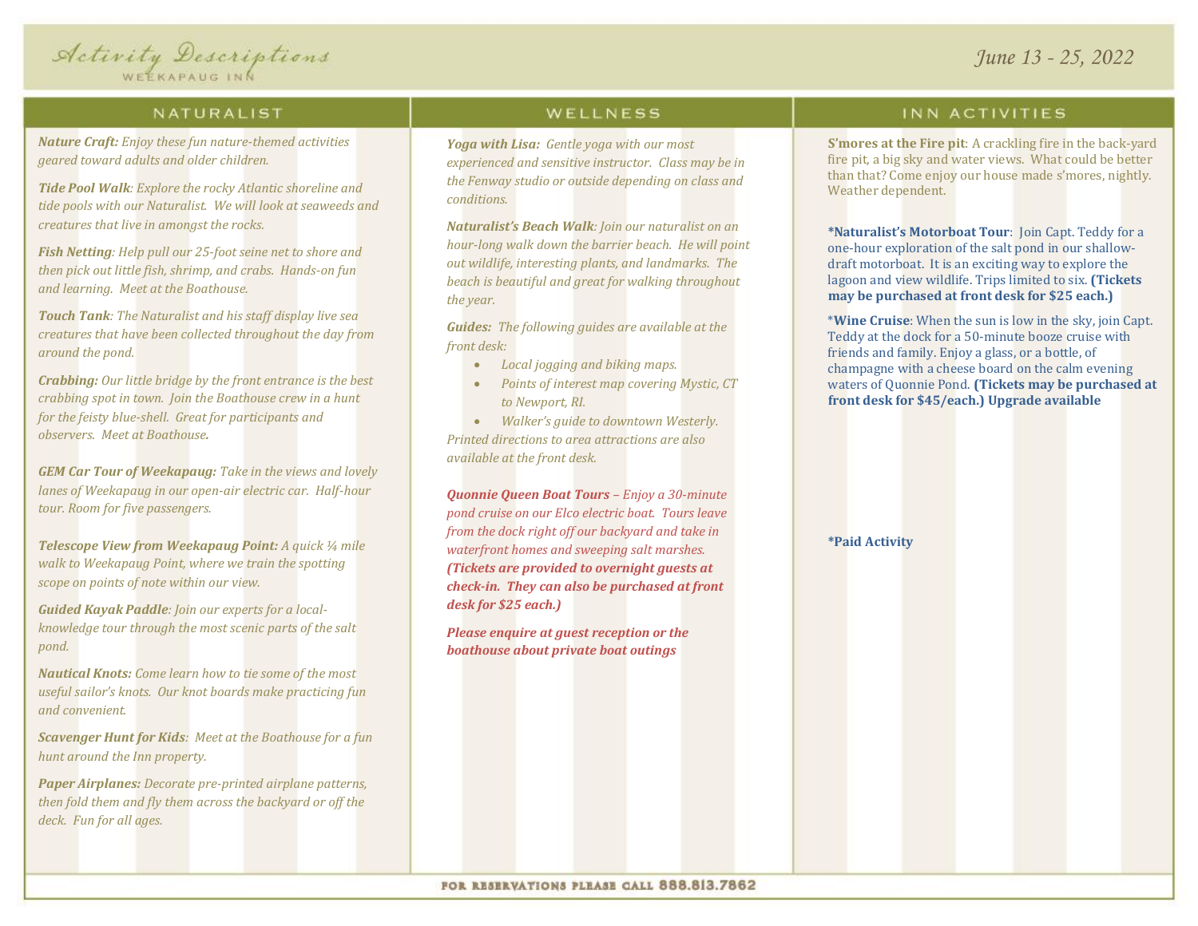# Activity Descriptions

WEEKAPAUG INN

*June 13 - 25, 2022*

## NATURALIST

***Nature Craft:*** *Enjoy these fun nature-themed activities geared toward adults and older children.*

***Tide Pool Walk****: Explore the rocky Atlantic shoreline and tide pools with our Naturalist. We will look at seaweeds and creatures that live in amongst the rocks.*

***Fish Netting****: Help pull our 25-foot seine net to shore and then pick out little fish, shrimp, and crabs. Hands-on fun and learning. Meet at the Boathouse.*

***Touch Tank****: The Naturalist and his staff display live sea creatures that have been collected throughout the day from around the pond.*

***Crabbing:*** *Our little bridge by the front entrance is the best crabbing spot in town. Join the Boathouse crew in a hunt for the feisty blue-shell. Great for participants and observers. Meet at Boathouse.*

***GEM Car Tour of Weekapaug:*** *Take in the views and lovely lanes of Weekapaug in our open-air electric car. Half-hour tour. Room for five passengers.*

***Telescope View from Weekapaug Point:*** *A quick ¼ mile walk to Weekapaug Point, where we train the spotting scope on points of note within our view.*

***Guided Kayak Paddle****: Join our experts for a local-knowledge tour through the most scenic parts of the salt pond.*

***Nautical Knots:*** *Come learn how to tie some of the most useful sailor's knots. Our knot boards make practicing fun and convenient.*

***Scavenger Hunt for Kids****: Meet at the Boathouse for a fun hunt around the Inn property.*

***Paper Airplanes:*** *Decorate pre-printed airplane patterns, then fold them and fly them across the backyard or off the deck. Fun for all ages.*

## WELLNESS

***Yoga with Lisa:*** *Gentle yoga with our most experienced and sensitive instructor. Class may be in the Fenway studio or outside depending on class and conditions.*

***Naturalist's Beach Walk****: Join our naturalist on an hour-long walk down the barrier beach. He will point out wildlife, interesting plants, and landmarks. The beach is beautiful and great for walking throughout the year.*

***Guides:*** *The following guides are available at the front desk:*

- *Local jogging and biking maps.*
- *Points of interest map covering Mystic, CT to Newport, RI.*
- *Walker's guide to downtown Westerly.*

*Printed directions to area attractions are also available at the front desk.*

***Quonnie Queen Boat Tours*** *– Enjoy a 30-minute pond cruise on our Elco electric boat. Tours leave from the dock right off our backyard and take in waterfront homes and sweeping salt marshes.* ***(Tickets are provided to overnight guests at check-in. They can also be purchased at front desk for $25 each.)***

***Please enquire at guest reception or the boathouse about private boat outings***

## INN ACTIVITIES

**S'mores at the Fire pit**: A crackling fire in the back-yard fire pit, a big sky and water views. What could be better than that? Come enjoy our house made s'mores, nightly. Weather dependent.

***Naturalist's Motorboat Tour**: Join Capt. Teddy for a one-hour exploration of the salt pond in our shallow-draft motorboat. It is an exciting way to explore the lagoon and view wildlife. Trips limited to six. **(Tickets may be purchased at front desk for $25 each.)**

*\****Wine Cruise**: When the sun is low in the sky, join Capt. Teddy at the dock for a 50-minute booze cruise with friends and family. Enjoy a glass, or a bottle, of champagne with a cheese board on the calm evening waters of Quonnie Pond. **(Tickets may be purchased at front desk for $45/each.) Upgrade available**

**\*Paid Activity**

FOR RESERVATIONS PLEASE CALL 888.813.7862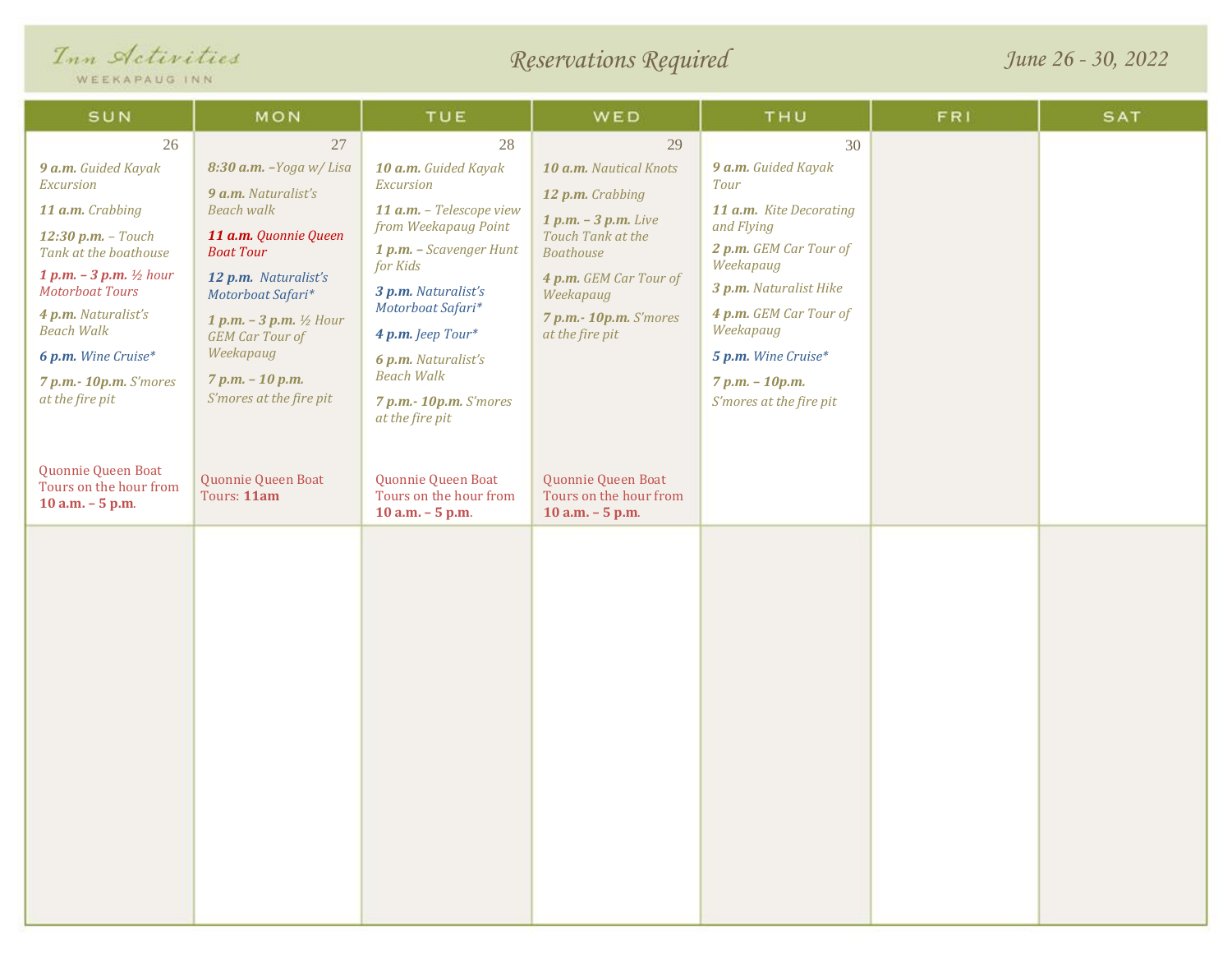Inn Activities
WEEKAPAUG INN

## Reservations Required

June 26 - 30, 2022

| SUN | MON | TUE | WED | THU | FRI | SAT |
|---|---|---|---|---|---|---|
| 26 | 27 | 28 | 29 | 30 | | |
| ***9 a.m.*** *Guided Kayak Excursion*<br>***11 a.m.*** *Crabbing*<br>***12:30 p.m.*** *– Touch Tank at the boathouse*<br>***1 p.m. – 3 p.m.*** *½ hour Motorboat Tours*<br>***4 p.m.*** *Naturalist's Beach Walk*<br>***6 p.m.*** *Wine Cruise\**<br>***7 p.m.- 10p.m.*** *S'mores at the fire pit*<br><br>Quonnie Queen Boat Tours on the hour from **10 a.m. – 5 p.m**. | ***8:30 a.m.*** *–Yoga w/ Lisa*<br>***9 a.m.*** *Naturalist's Beach walk*<br>***11 a.m.*** *Quonnie Queen Boat Tour*<br>***12 p.m.*** *Naturalist's Motorboat Safari\**<br>***1 p.m. – 3 p.m.*** *½ Hour GEM Car Tour of Weekapaug*<br>***7 p.m. – 10 p.m.*** *S'mores at the fire pit*<br><br>Quonnie Queen Boat Tours: **11am** | ***10 a.m.*** *Guided Kayak Excursion*<br>***11 a.m.*** *– Telescope view from Weekapaug Point*<br>***1 p.m.*** *– Scavenger Hunt for Kids*<br>***3 p.m.*** *Naturalist's Motorboat Safari\**<br>***4 p.m.*** *Jeep Tour\**<br>***6 p.m.*** *Naturalist's Beach Walk*<br>***7 p.m.- 10p.m.*** *S'mores at the fire pit*<br><br>Quonnie Queen Boat Tours on the hour from **10 a.m. – 5 p.m**. | ***10 a.m.*** *Nautical Knots*<br>***12 p.m.*** *Crabbing*<br>***1 p.m. – 3 p.m.*** *Live Touch Tank at the Boathouse*<br>***4 p.m.*** *GEM Car Tour of Weekapaug*<br>***7 p.m.- 10p.m.*** *S'mores at the fire pit*<br><br>Quonnie Queen Boat Tours on the hour from **10 a.m. – 5 p.m**. | ***9 a.m.*** *Guided Kayak Tour*<br>***11 a.m.*** *Kite Decorating and Flying*<br>***2 p.m.*** *GEM Car Tour of Weekapaug*<br>***3 p.m.*** *Naturalist Hike*<br>***4 p.m.*** *GEM Car Tour of Weekapaug*<br>***5 p.m.*** *Wine Cruise\**<br>***7 p.m. – 10p.m.*** *S'mores at the fire pit* | | |
| | | | | | | |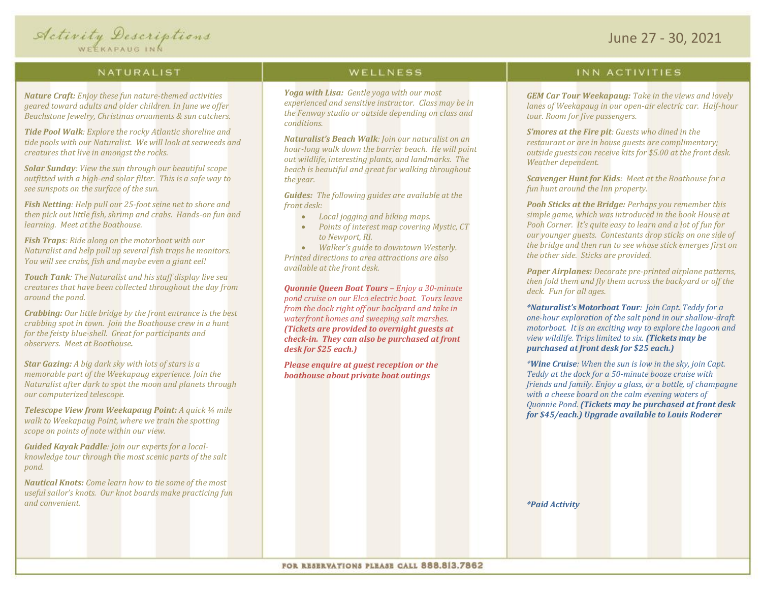# Activity Descriptions

WEEKAPAUG INN

June 27 - 30, 2021

## NATURALIST

***Nature Craft:*** *Enjoy these fun nature-themed activities geared toward adults and older children. In June we offer Beachstone Jewelry, Christmas ornaments & sun catchers.*

***Tide Pool Walk****: Explore the rocky Atlantic shoreline and tide pools with our Naturalist. We will look at seaweeds and creatures that live in amongst the rocks.*

***Solar Sunday****: View the sun through our beautiful scope outfitted with a high-end solar filter. This is a safe way to see sunspots on the surface of the sun.*

***Fish Netting****: Help pull our 25-foot seine net to shore and then pick out little fish, shrimp and crabs. Hands-on fun and learning. Meet at the Boathouse.*

***Fish Traps****: Ride along on the motorboat with our Naturalist and help pull up several fish traps he monitors. You will see crabs, fish and maybe even a giant eel!*

***Touch Tank****: The Naturalist and his staff display live sea creatures that have been collected throughout the day from around the pond.*

***Crabbing:*** *Our little bridge by the front entrance is the best crabbing spot in town. Join the Boathouse crew in a hunt for the feisty blue-shell. Great for participants and observers. Meet at Boathouse.*

***Star Gazing:*** *A big dark sky with lots of stars is a memorable part of the Weekapaug experience. Join the Naturalist after dark to spot the moon and planets through our computerized telescope.*

***Telescope View from Weekapaug Point:*** *A quick ¼ mile walk to Weekapaug Point, where we train the spotting scope on points of note within our view.*

***Guided Kayak Paddle****: Join our experts for a local-knowledge tour through the most scenic parts of the salt pond.*

***Nautical Knots:*** *Come learn how to tie some of the most useful sailor's knots. Our knot boards make practicing fun and convenient.*

## WELLNESS

***Yoga with Lisa:*** *Gentle yoga with our most experienced and sensitive instructor. Class may be in the Fenway studio or outside depending on class and conditions.*

***Naturalist's Beach Walk****: Join our naturalist on an hour-long walk down the barrier beach. He will point out wildlife, interesting plants, and landmarks. The beach is beautiful and great for walking throughout the year.*

***Guides:*** *The following guides are available at the front desk:*

- *Local jogging and biking maps.*
- *Points of interest map covering Mystic, CT to Newport, RI.*
- *Walker's guide to downtown Westerly.*

*Printed directions to area attractions are also available at the front desk.*

***Quonnie Queen Boat Tours*** *– Enjoy a 30-minute pond cruise on our Elco electric boat. Tours leave from the dock right off our backyard and take in waterfront homes and sweeping salt marshes.* ***(Tickets are provided to overnight guests at check-in. They can also be purchased at front desk for $25 each.)***

***Please enquire at guest reception or the boathouse about private boat outings***

## INN ACTIVITIES

***GEM Car Tour Weekapaug:*** *Take in the views and lovely lanes of Weekapaug in our open-air electric car. Half-hour tour. Room for five passengers.*

***S'mores at the Fire pit****: Guests who dined in the restaurant or are in house guests are complimentary; outside guests can receive kits for $5.00 at the front desk. Weather dependent.*

***Scavenger Hunt for Kids****: Meet at the Boathouse for a fun hunt around the Inn property.*

***Pooh Sticks at the Bridge:*** *Perhaps you remember this simple game, which was introduced in the book House at Pooh Corner. It's quite easy to learn and a lot of fun for our younger guests. Contestants drop sticks on one side of the bridge and then run to see whose stick emerges first on the other side. Sticks are provided.*

***Paper Airplanes:*** *Decorate pre-printed airplane patterns, then fold them and fly them across the backyard or off the deck. Fun for all ages.*

***\*Naturalist's Motorboat Tour****: Join Capt. Teddy for a one-hour exploration of the salt pond in our shallow-draft motorboat. It is an exciting way to explore the lagoon and view wildlife. Trips limited to six.* ***(Tickets may be purchased at front desk for $25 each.)***

***\*Wine Cruise****: When the sun is low in the sky, join Capt. Teddy at the dock for a 50-minute booze cruise with friends and family. Enjoy a glass, or a bottle, of champagne with a cheese board on the calm evening waters of Quonnie Pond.* ***(Tickets may be purchased at front desk for $45/each.) Upgrade available to Louis Roderer***

***\*Paid Activity***

FOR RESERVATIONS PLEASE CALL 888.813.7862